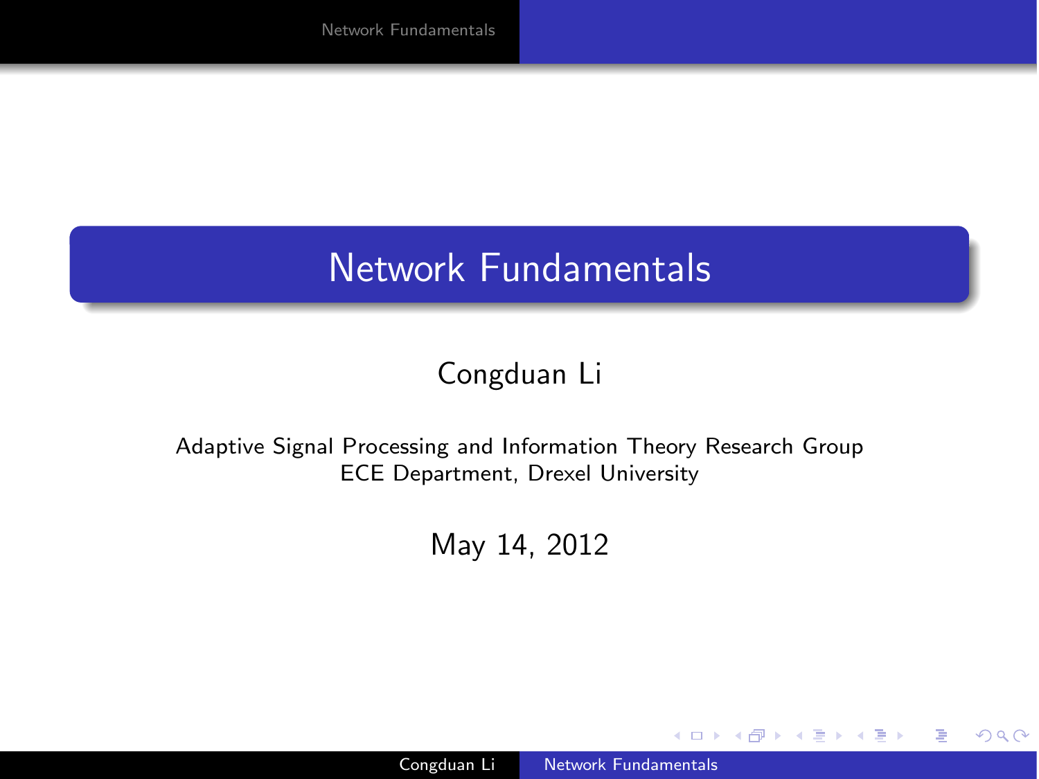# Network Fundamentals

Congduan Li

Adaptive Signal Processing and Information Theory Research Group
ECE Department, Drexel University

May 14, 2012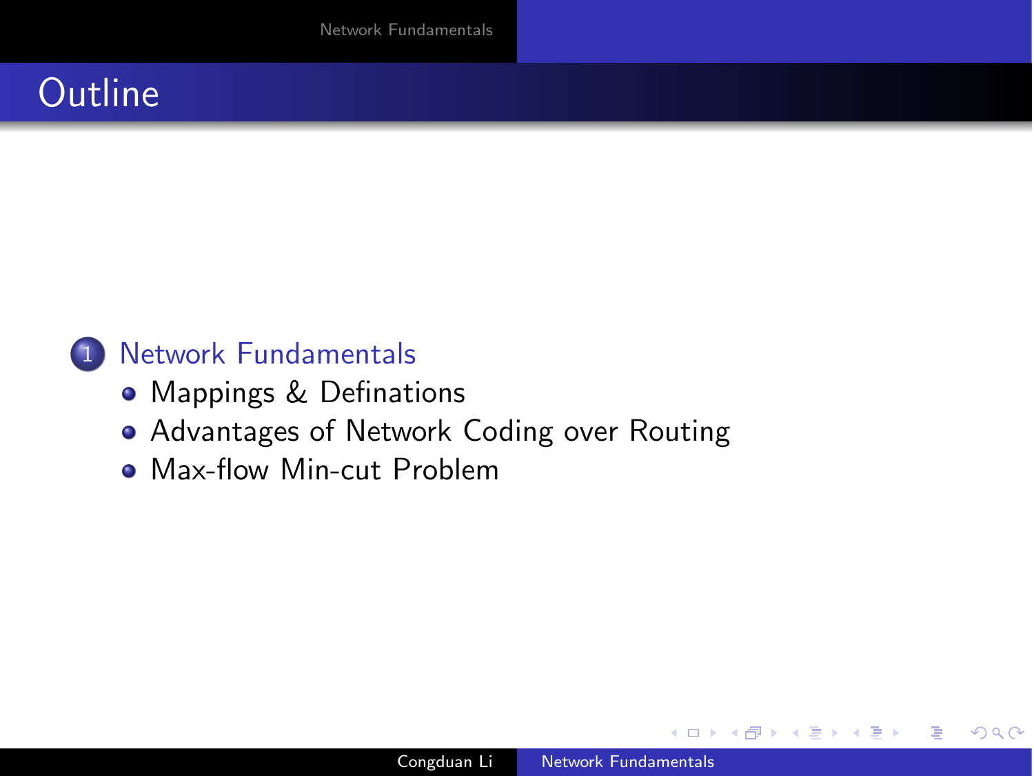# Outline

1. Network Fundamentals
   - Mappings & Definations
   - Advantages of Network Coding over Routing
   - Max-flow Min-cut Problem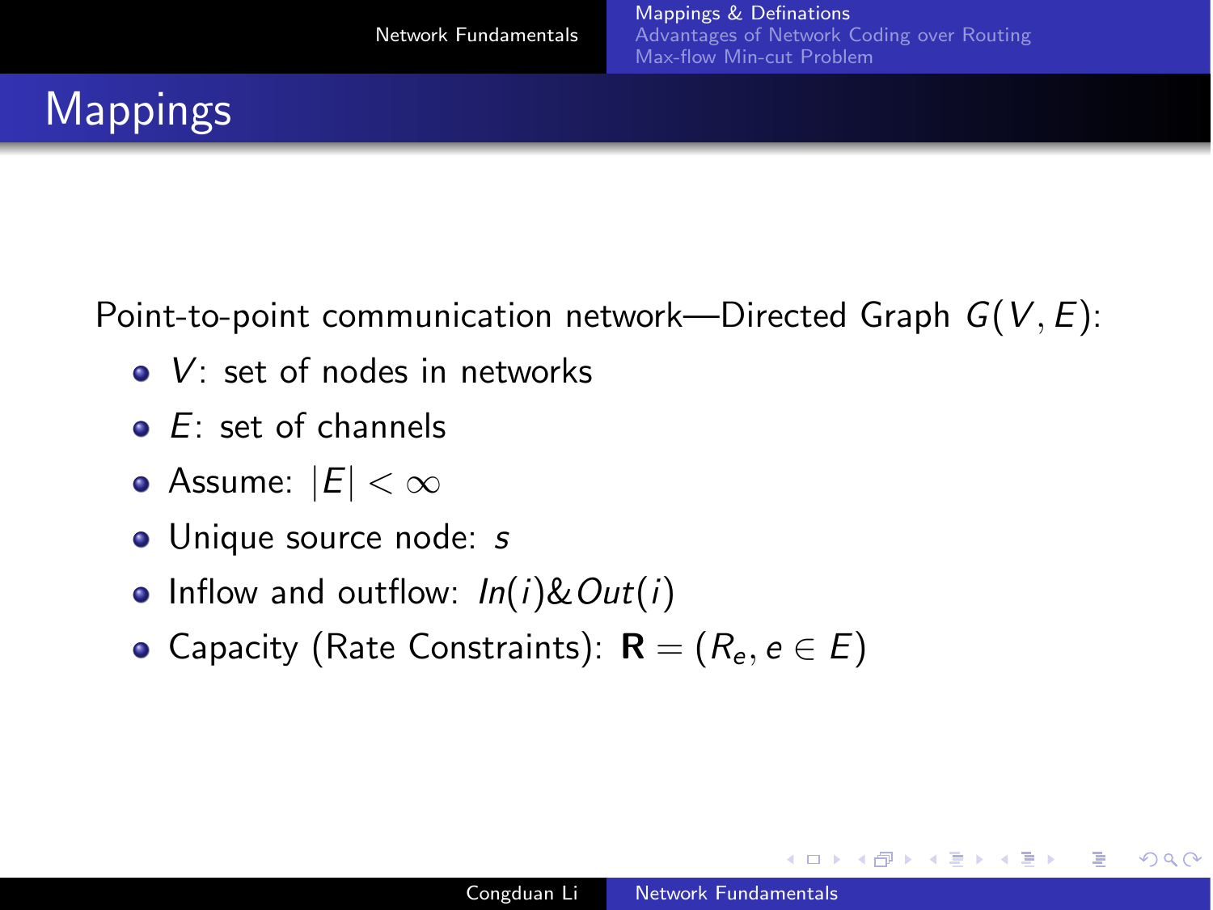# Mappings

Point-to-point communication network—Directed Graph $G(V, E)$:

- $V$: set of nodes in networks
- $E$: set of channels
- Assume: $|E| < \infty$
- Unique source node: $s$
- Inflow and outflow: $In(i) \& Out(i)$
- Capacity (Rate Constraints): $\mathbf{R} = (R_e, e \in E)$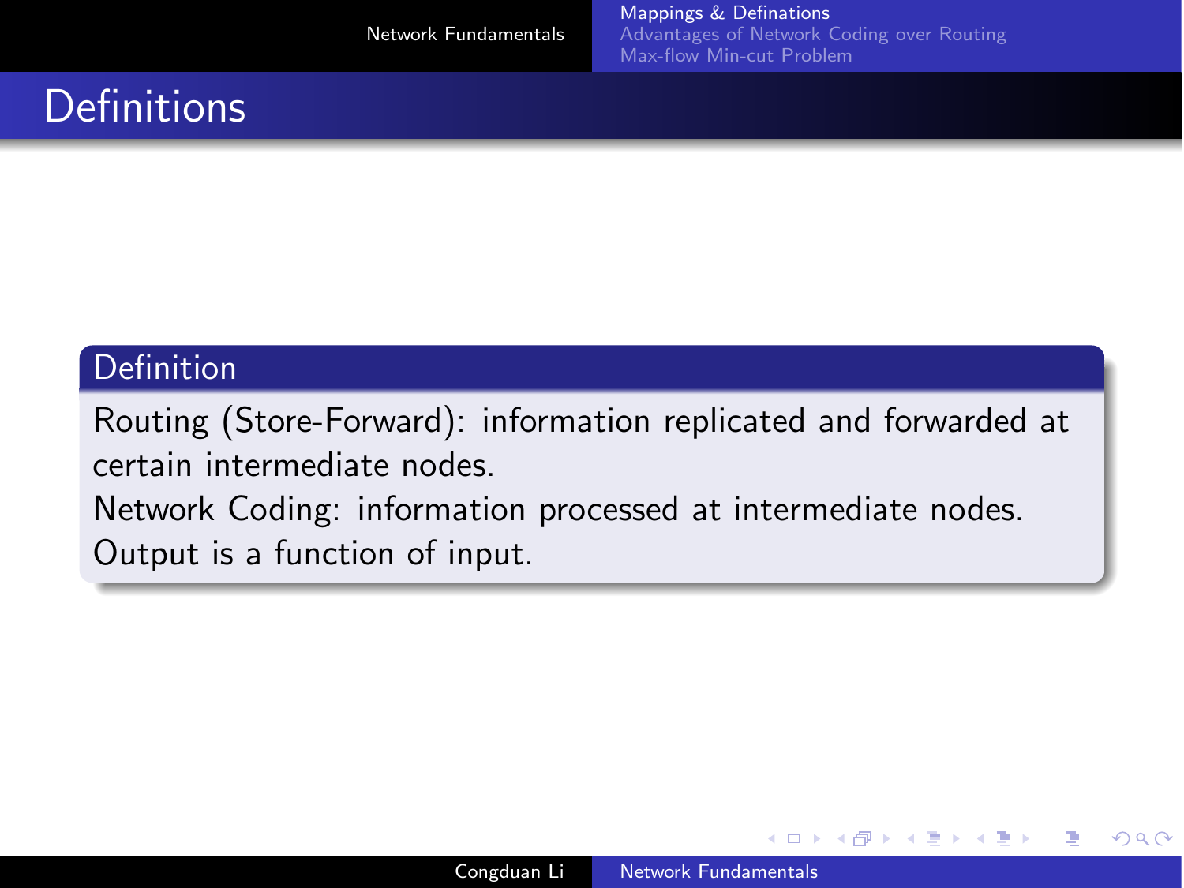# Definitions

**Definition**

Routing (Store-Forward): information replicated and forwarded at certain intermediate nodes.
Network Coding: information processed at intermediate nodes. Output is a function of input.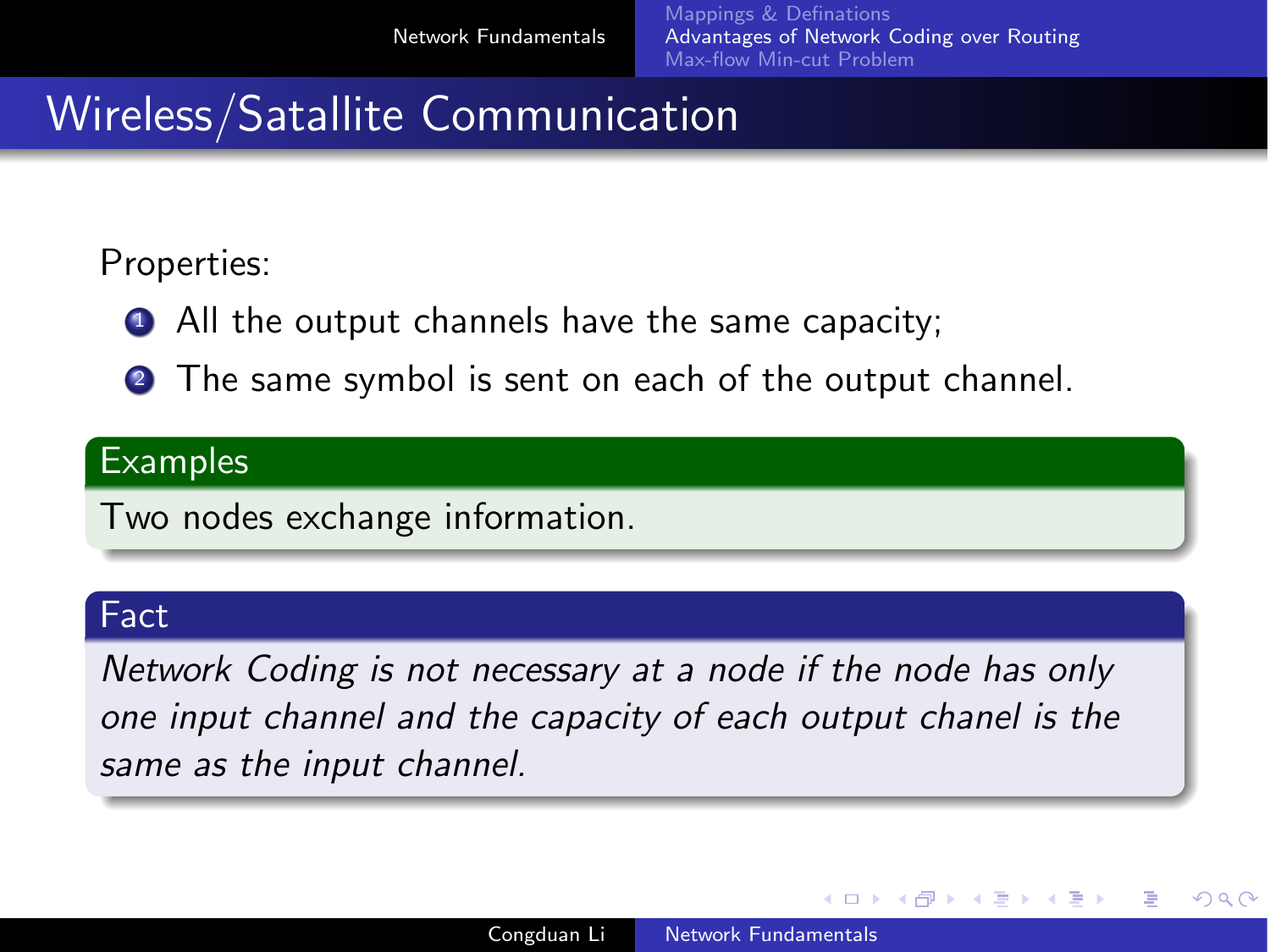# Wireless/Satallite Communication

Properties:

1. All the output channels have the same capacity;
2. The same symbol is sent on each of the output channel.

**Examples**

Two nodes exchange information.

**Fact**

*Network Coding is not necessary at a node if the node has only one input channel and the capacity of each output chanel is the same as the input channel.*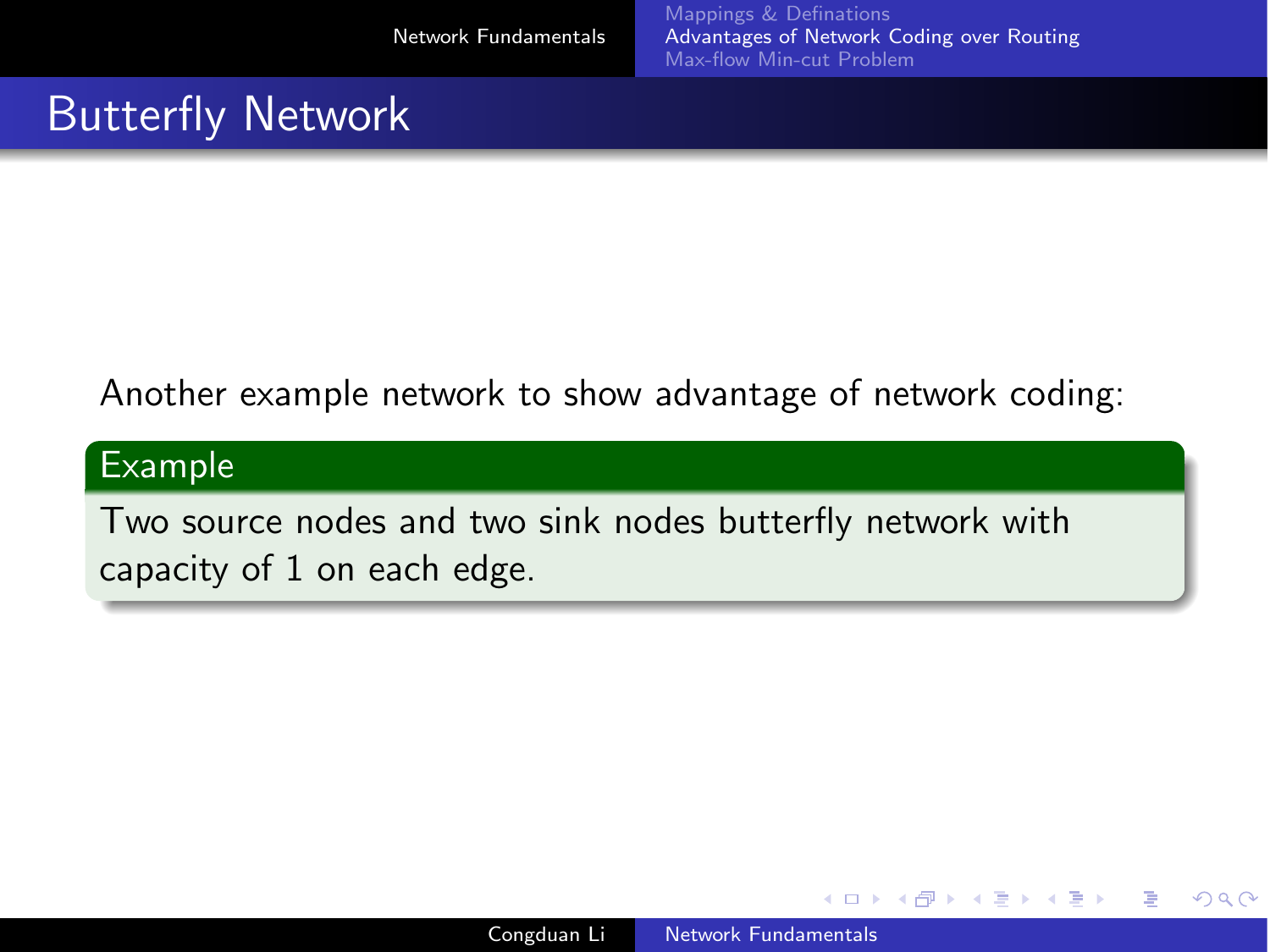# Butterfly Network

Another example network to show advantage of network coding:

**Example**

Two source nodes and two sink nodes butterfly network with capacity of 1 on each edge.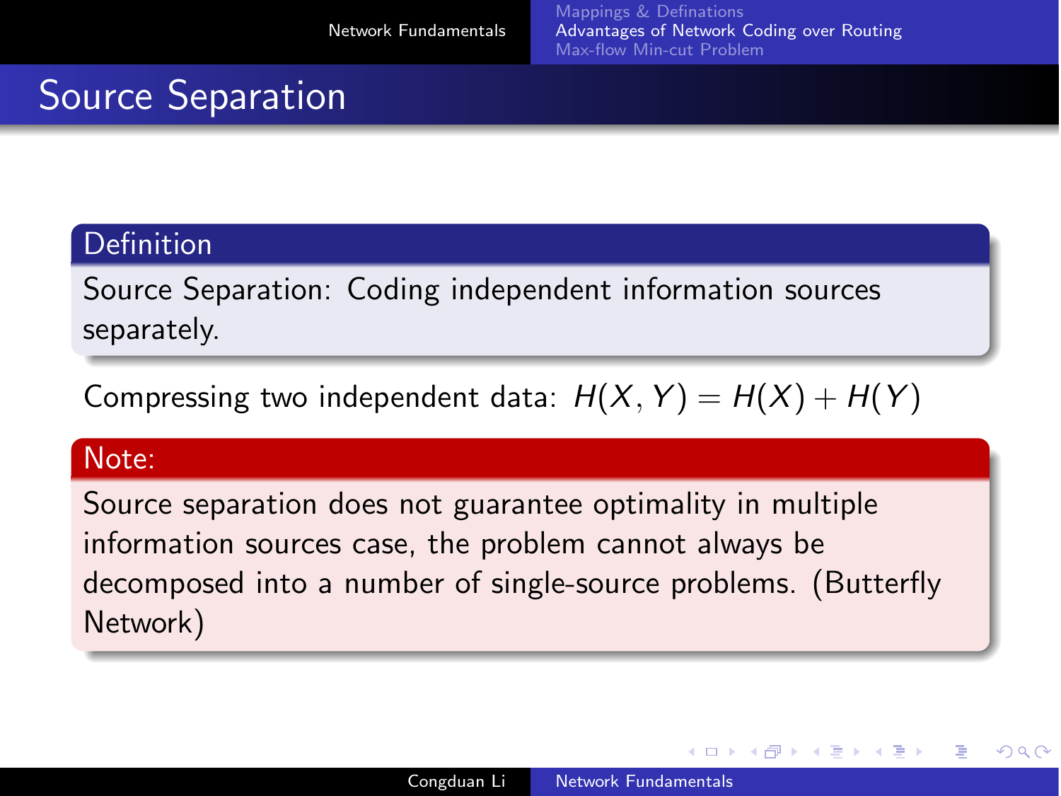# Source Separation

**Definition**

Source Separation: Coding independent information sources separately.

Compressing two independent data: $H(X, Y) = H(X) + H(Y)$

**Note:**

Source separation does not guarantee optimality in multiple information sources case, the problem cannot always be decomposed into a number of single-source problems. (Butterfly Network)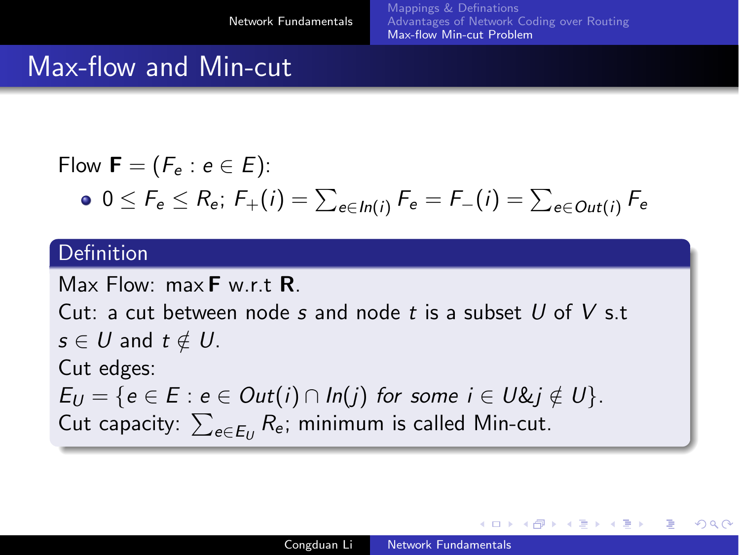# Max-flow and Min-cut

Flow $\mathbf{F} = (F_e : e \in E)$:

- $0 \leq F_e \leq R_e$; $F_+(i) = \sum_{e \in In(i)} F_e = F_-(i) = \sum_{e \in Out(i)} F_e$

**Definition**

Max Flow: $\max \mathbf{F}$ w.r.t $\mathbf{R}$.
Cut: a cut between node $s$ and node $t$ is a subset $U$ of $V$ s.t $s \in U$ and $t \notin U$.
Cut edges:
$E_U = \{e \in E : e \in Out(i) \cap In(j) \; for \; some \; i \in U \& j \notin U\}$.
Cut capacity: $\sum_{e \in E_U} R_e$; minimum is called Min-cut.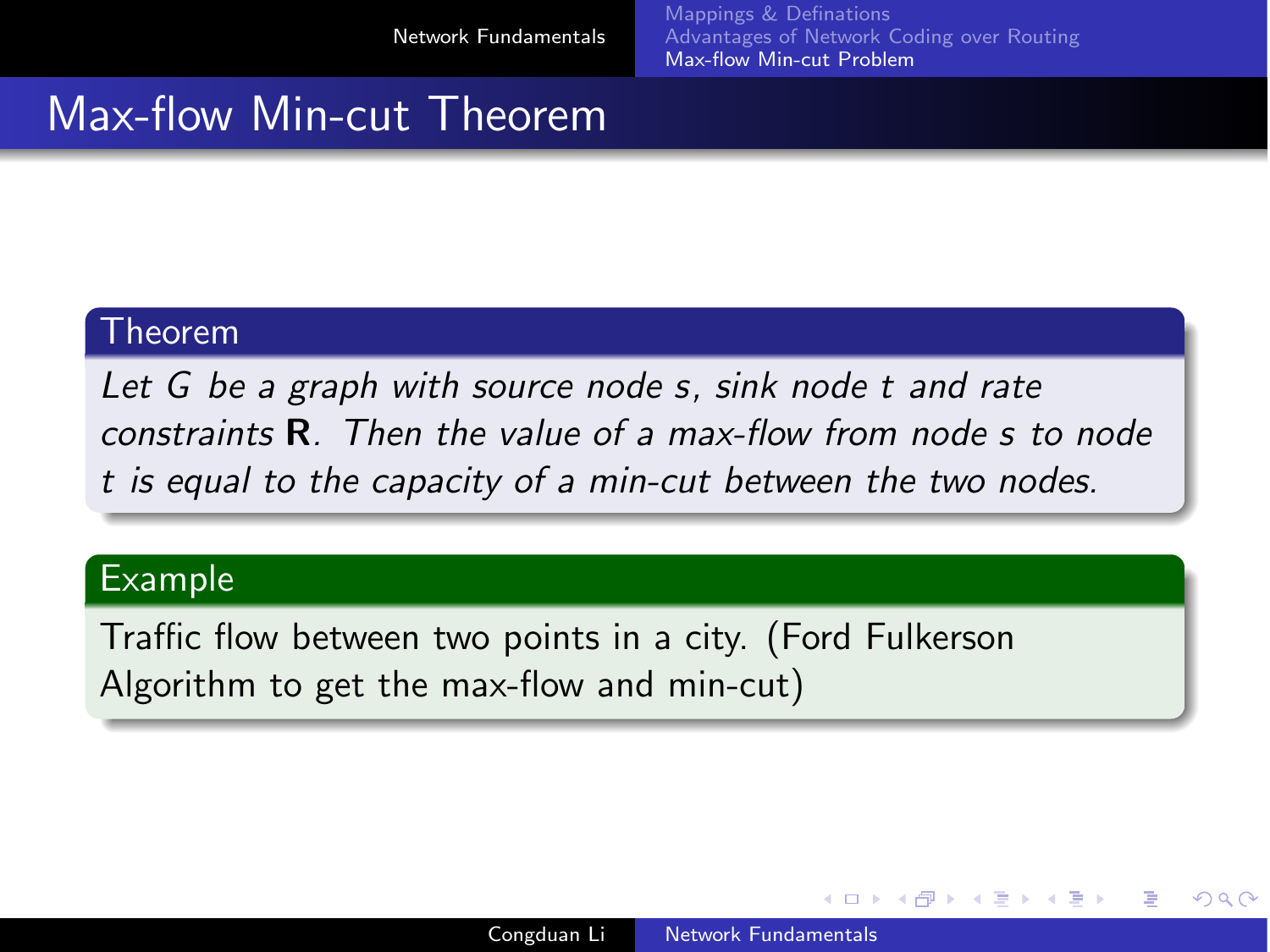# Max-flow Min-cut Theorem

**Theorem**

*Let $G$ be a graph with source node $s$, sink node $t$ and rate constraints $\mathbf{R}$. Then the value of a max-flow from node $s$ to node $t$ is equal to the capacity of a min-cut between the two nodes.*

**Example**

Traffic flow between two points in a city. (Ford Fulkerson Algorithm to get the max-flow and min-cut)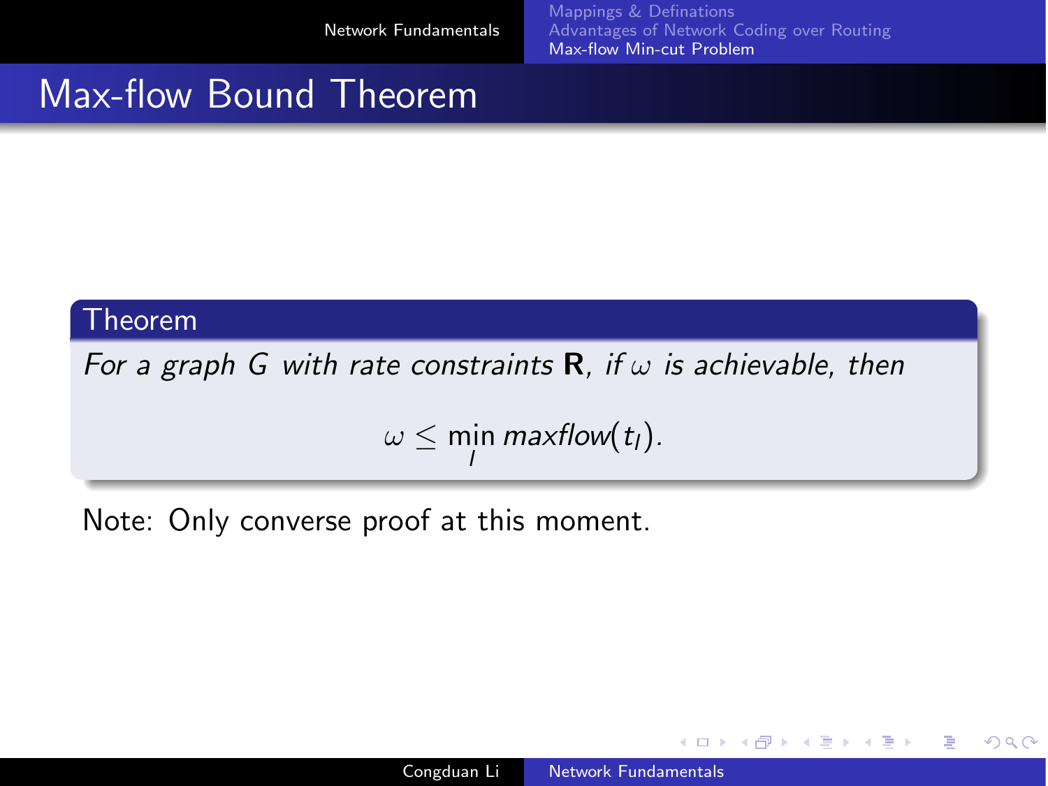# Max-flow Bound Theorem

**Theorem**

*For a graph $G$ with rate constraints $\mathbf{R}$, if $\omega$ is achievable, then*

$$\omega \leq \min_{l} maxflow(t_l).$$

Note: Only converse proof at this moment.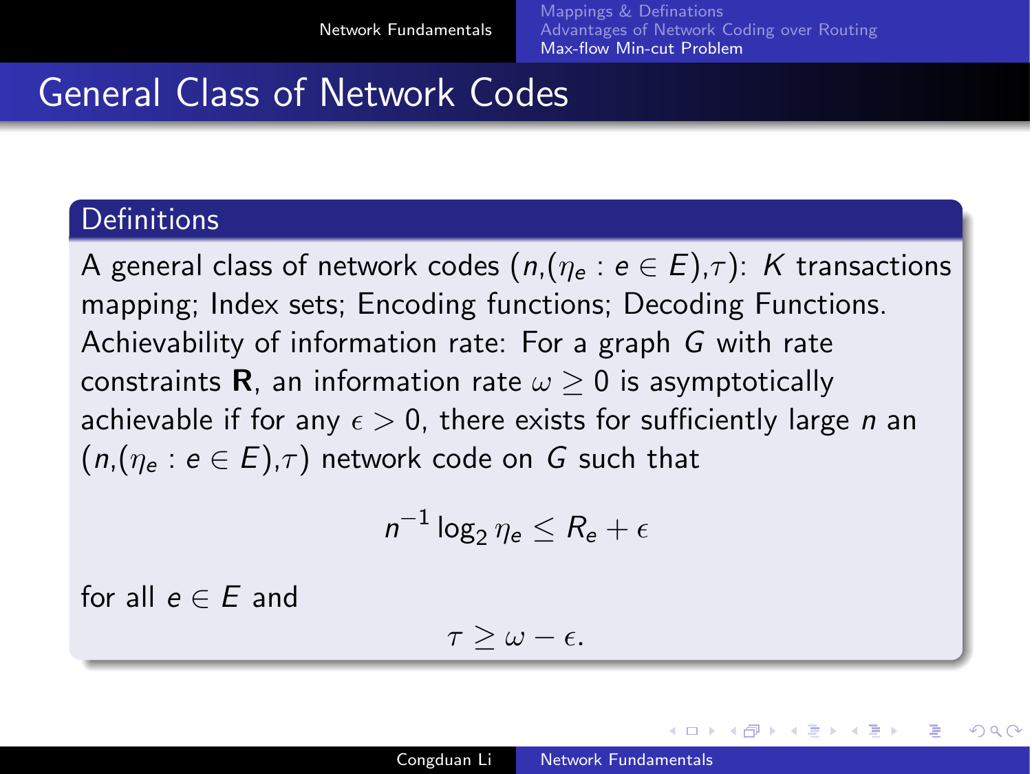# General Class of Network Codes

## Definitions

A general class of network codes $(n,(\eta_e : e \in E),\tau)$: $K$ transactions mapping; Index sets; Encoding functions; Decoding Functions.

Achievability of information rate: For a graph $G$ with rate constraints $\mathbf{R}$, an information rate $\omega \geq 0$ is asymptotically achievable if for any $\epsilon > 0$, there exists for sufficiently large $n$ an $(n,(\eta_e : e \in E),\tau)$ network code on $G$ such that

$$n^{-1} \log_2 \eta_e \leq R_e + \epsilon$$

for all $e \in E$ and

$$\tau \geq \omega - \epsilon.$$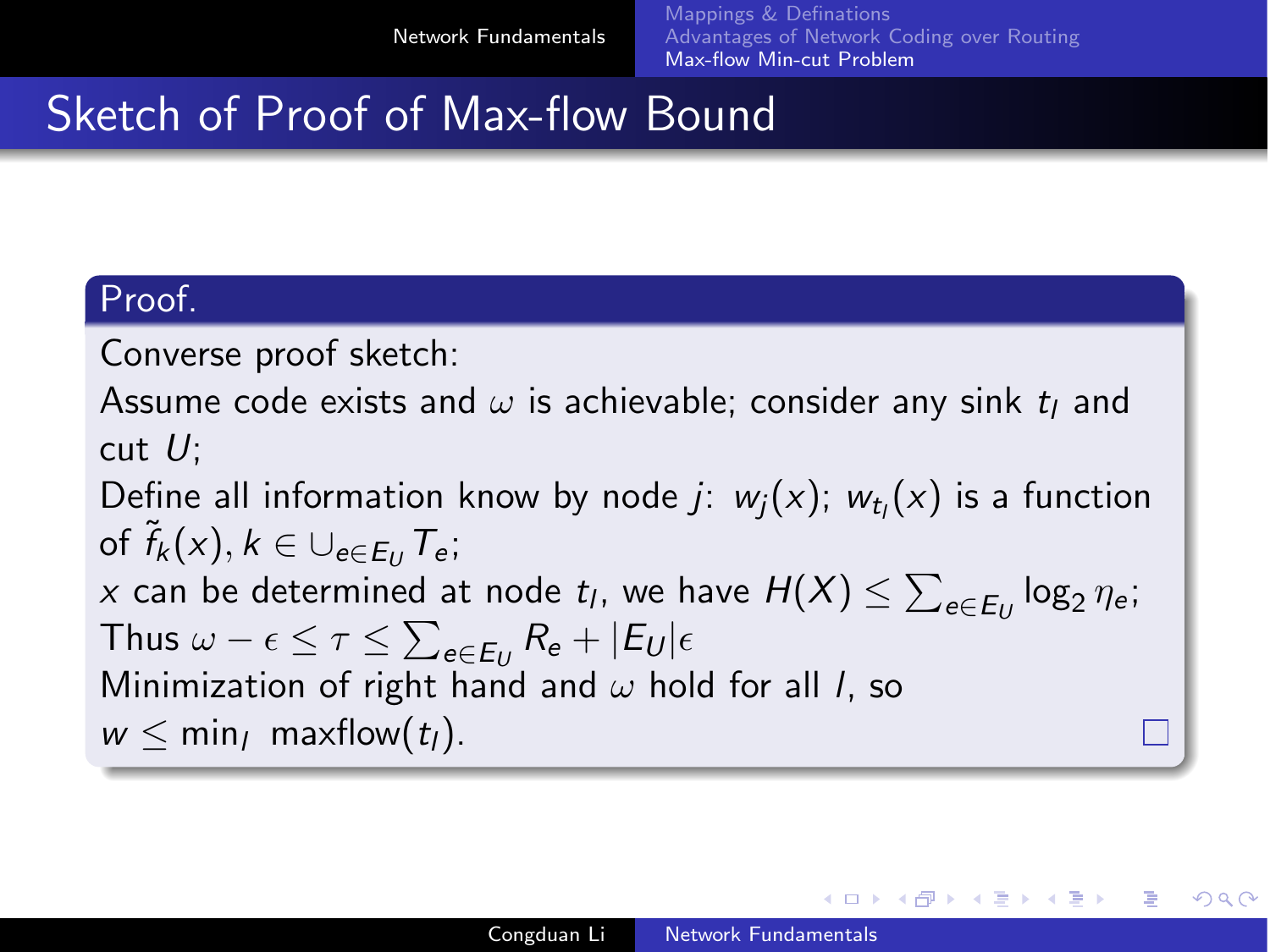# Sketch of Proof of Max-flow Bound

**Proof.**

Converse proof sketch:
Assume code exists and $\omega$ is achievable; consider any sink $t_l$ and cut $U$;
Define all information know by node $j$: $w_j(x)$; $w_{t_l}(x)$ is a function of $\tilde{f}_k(x), k \in \cup_{e \in E_U} T_e$;
$x$ can be determined at node $t_l$, we have $H(X) \leq \sum_{e \in E_U} \log_2 \eta_e$;
Thus $\omega - \epsilon \leq \tau \leq \sum_{e \in E_U} R_e + |E_U|\epsilon$
Minimization of right hand and $\omega$ hold for all $l$, so
$w \leq \min_l \ \text{maxflow}(t_l)$. □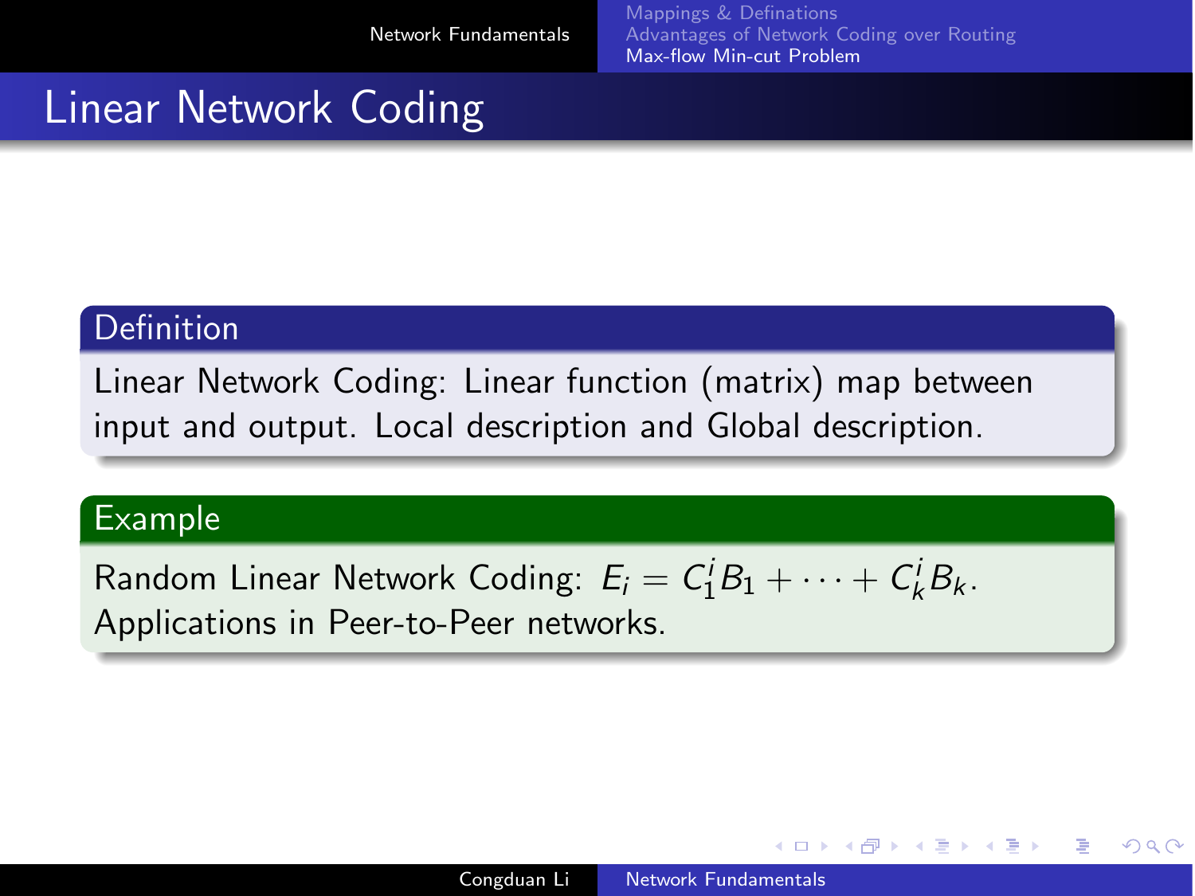# Linear Network Coding

**Definition**

Linear Network Coding: Linear function (matrix) map between input and output. Local description and Global description.

**Example**

Random Linear Network Coding: $E_i = C_1^i B_1 + \cdots + C_k^i B_k$.
Applications in Peer-to-Peer networks.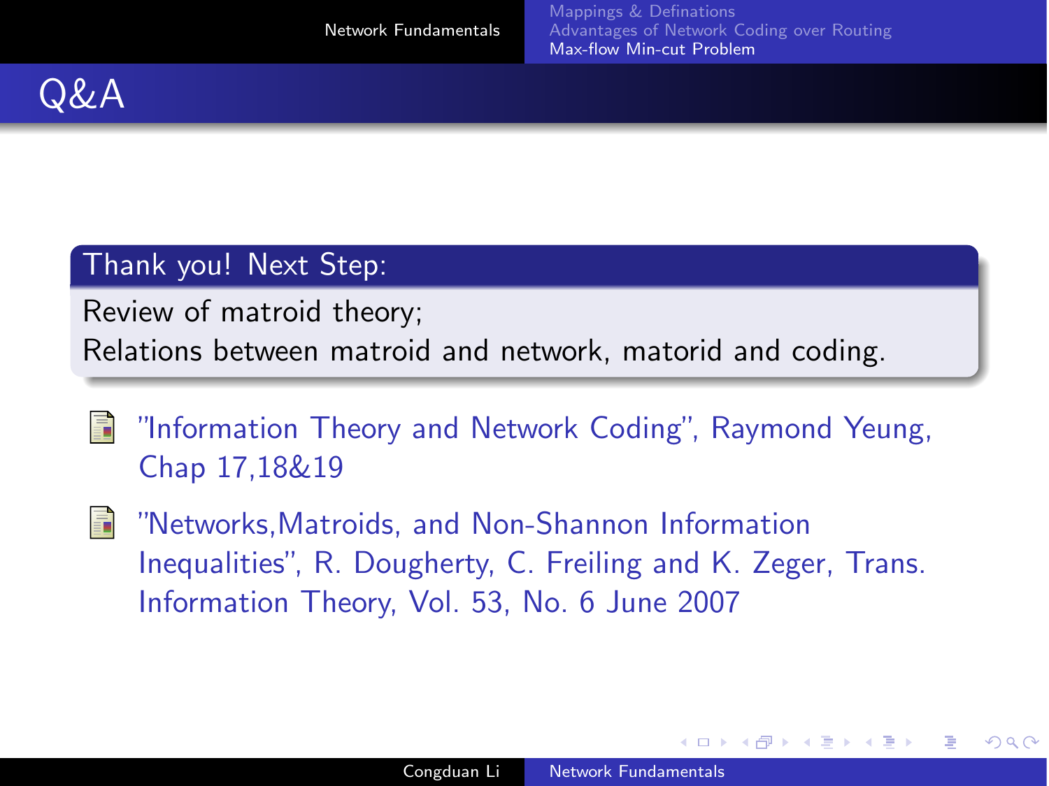# Q&A

**Thank you! Next Step:**

Review of matroid theory;
Relations between matroid and network, matorid and coding.

- "Information Theory and Network Coding", Raymond Yeung, Chap 17,18&19
- "Networks,Matroids, and Non-Shannon Information Inequalities", R. Dougherty, C. Freiling and K. Zeger, Trans. Information Theory, Vol. 53, No. 6 June 2007